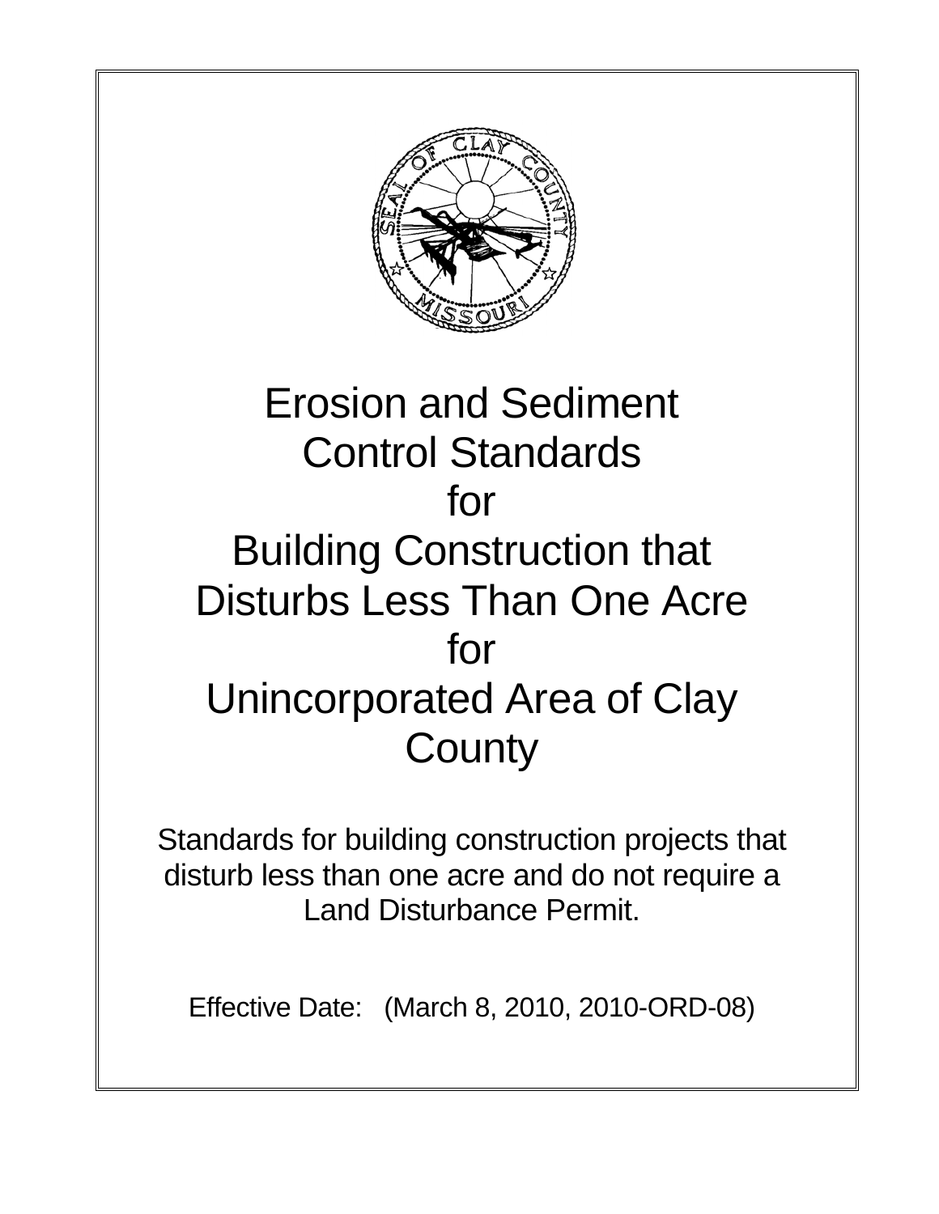# Erosion and Sediment Control Standards for Building Construction that Disturbs Less Than One Acre for Unincorporated Area of Clay County

Standards for building construction projects that disturb less than one acre and do not require a Land Disturbance Permit.

Effective Date: (March 8, 2010, 2010-ORD-08)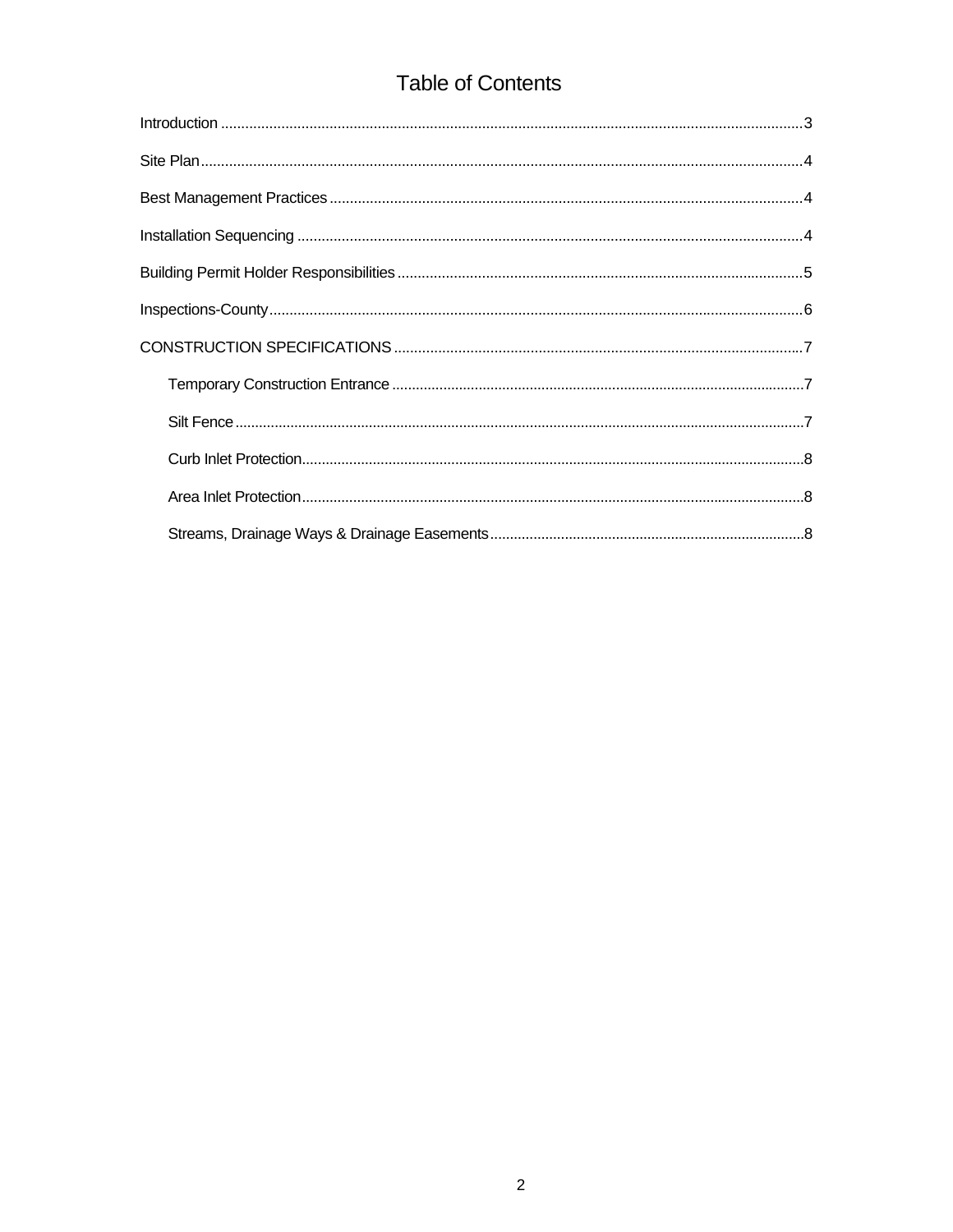# Table of Contents

- Introduction ........ 3
- Site Plan ........ 4
- Best Management Practices ........ 4
- Installation Sequencing ........ 4
- Building Permit Holder Responsibilities ........ 5
- Inspections-County ........ 6
- CONSTRUCTION SPECIFICATIONS ........ 7
  - Temporary Construction Entrance ........ 7
  - Silt Fence ........ 7
  - Curb Inlet Protection ........ 8
  - Area Inlet Protection ........ 8
  - Streams, Drainage Ways & Drainage Easements ........ 8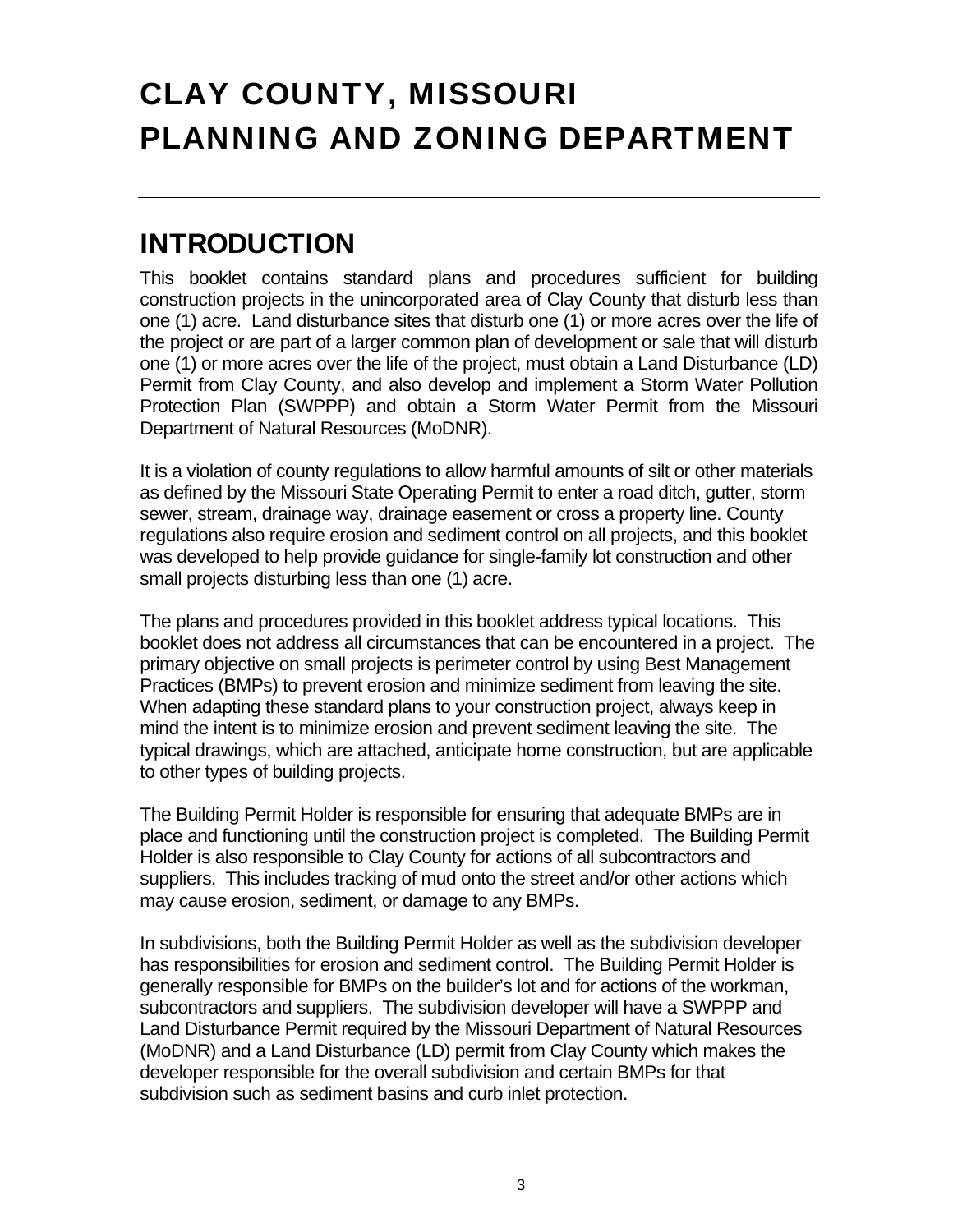# CLAY COUNTY, MISSOURI
# PLANNING AND ZONING DEPARTMENT

---

## INTRODUCTION

This booklet contains standard plans and procedures sufficient for building construction projects in the unincorporated area of Clay County that disturb less than one (1) acre. Land disturbance sites that disturb one (1) or more acres over the life of the project or are part of a larger common plan of development or sale that will disturb one (1) or more acres over the life of the project, must obtain a Land Disturbance (LD) Permit from Clay County, and also develop and implement a Storm Water Pollution Protection Plan (SWPPP) and obtain a Storm Water Permit from the Missouri Department of Natural Resources (MoDNR).

It is a violation of county regulations to allow harmful amounts of silt or other materials as defined by the Missouri State Operating Permit to enter a road ditch, gutter, storm sewer, stream, drainage way, drainage easement or cross a property line. County regulations also require erosion and sediment control on all projects, and this booklet was developed to help provide guidance for single-family lot construction and other small projects disturbing less than one (1) acre.

The plans and procedures provided in this booklet address typical locations. This booklet does not address all circumstances that can be encountered in a project. The primary objective on small projects is perimeter control by using Best Management Practices (BMPs) to prevent erosion and minimize sediment from leaving the site. When adapting these standard plans to your construction project, always keep in mind the intent is to minimize erosion and prevent sediment leaving the site. The typical drawings, which are attached, anticipate home construction, but are applicable to other types of building projects.

The Building Permit Holder is responsible for ensuring that adequate BMPs are in place and functioning until the construction project is completed. The Building Permit Holder is also responsible to Clay County for actions of all subcontractors and suppliers. This includes tracking of mud onto the street and/or other actions which may cause erosion, sediment, or damage to any BMPs.

In subdivisions, both the Building Permit Holder as well as the subdivision developer has responsibilities for erosion and sediment control. The Building Permit Holder is generally responsible for BMPs on the builder's lot and for actions of the workman, subcontractors and suppliers. The subdivision developer will have a SWPPP and Land Disturbance Permit required by the Missouri Department of Natural Resources (MoDNR) and a Land Disturbance (LD) permit from Clay County which makes the developer responsible for the overall subdivision and certain BMPs for that subdivision such as sediment basins and curb inlet protection.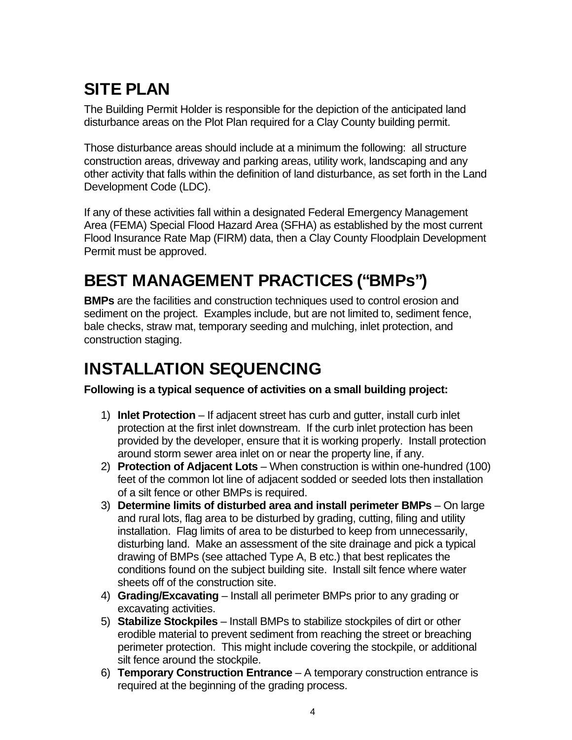## SITE PLAN

The Building Permit Holder is responsible for the depiction of the anticipated land disturbance areas on the Plot Plan required for a Clay County building permit.

Those disturbance areas should include at a minimum the following: all structure construction areas, driveway and parking areas, utility work, landscaping and any other activity that falls within the definition of land disturbance, as set forth in the Land Development Code (LDC).

If any of these activities fall within a designated Federal Emergency Management Area (FEMA) Special Flood Hazard Area (SFHA) as established by the most current Flood Insurance Rate Map (FIRM) data, then a Clay County Floodplain Development Permit must be approved.

## BEST MANAGEMENT PRACTICES ("BMPs")

**BMPs** are the facilities and construction techniques used to control erosion and sediment on the project. Examples include, but are not limited to, sediment fence, bale checks, straw mat, temporary seeding and mulching, inlet protection, and construction staging.

## INSTALLATION SEQUENCING

**Following is a typical sequence of activities on a small building project:**

1) **Inlet Protection** – If adjacent street has curb and gutter, install curb inlet protection at the first inlet downstream. If the curb inlet protection has been provided by the developer, ensure that it is working properly. Install protection around storm sewer area inlet on or near the property line, if any.
2) **Protection of Adjacent Lots** – When construction is within one-hundred (100) feet of the common lot line of adjacent sodded or seeded lots then installation of a silt fence or other BMPs is required.
3) **Determine limits of disturbed area and install perimeter BMPs** – On large and rural lots, flag area to be disturbed by grading, cutting, filing and utility installation. Flag limits of area to be disturbed to keep from unnecessarily, disturbing land. Make an assessment of the site drainage and pick a typical drawing of BMPs (see attached Type A, B etc.) that best replicates the conditions found on the subject building site. Install silt fence where water sheets off of the construction site.
4) **Grading/Excavating** – Install all perimeter BMPs prior to any grading or excavating activities.
5) **Stabilize Stockpiles** – Install BMPs to stabilize stockpiles of dirt or other erodible material to prevent sediment from reaching the street or breaching perimeter protection. This might include covering the stockpile, or additional silt fence around the stockpile.
6) **Temporary Construction Entrance** – A temporary construction entrance is required at the beginning of the grading process.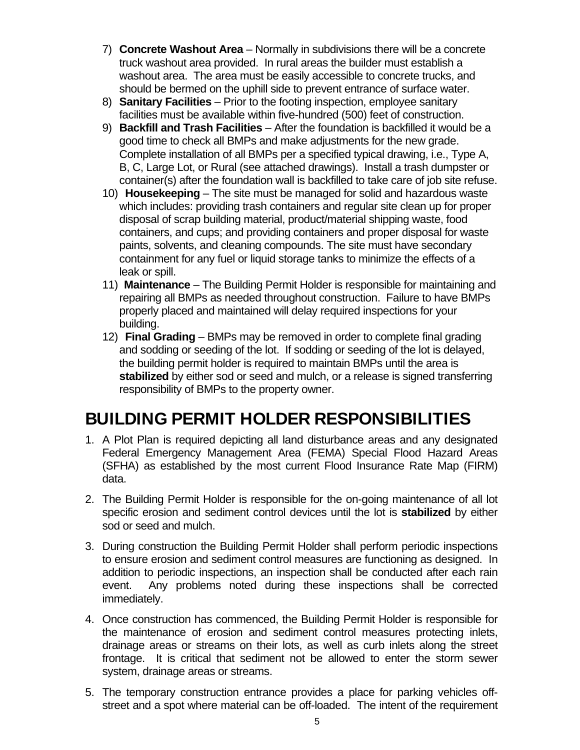7) **Concrete Washout Area** – Normally in subdivisions there will be a concrete truck washout area provided. In rural areas the builder must establish a washout area. The area must be easily accessible to concrete trucks, and should be bermed on the uphill side to prevent entrance of surface water.
8) **Sanitary Facilities** – Prior to the footing inspection, employee sanitary facilities must be available within five-hundred (500) feet of construction.
9) **Backfill and Trash Facilities** – After the foundation is backfilled it would be a good time to check all BMPs and make adjustments for the new grade. Complete installation of all BMPs per a specified typical drawing, i.e., Type A, B, C, Large Lot, or Rural (see attached drawings). Install a trash dumpster or container(s) after the foundation wall is backfilled to take care of job site refuse.
10) **Housekeeping** – The site must be managed for solid and hazardous waste which includes: providing trash containers and regular site clean up for proper disposal of scrap building material, product/material shipping waste, food containers, and cups; and providing containers and proper disposal for waste paints, solvents, and cleaning compounds. The site must have secondary containment for any fuel or liquid storage tanks to minimize the effects of a leak or spill.
11) **Maintenance** – The Building Permit Holder is responsible for maintaining and repairing all BMPs as needed throughout construction. Failure to have BMPs properly placed and maintained will delay required inspections for your building.
12) **Final Grading** – BMPs may be removed in order to complete final grading and sodding or seeding of the lot. If sodding or seeding of the lot is delayed, the building permit holder is required to maintain BMPs until the area is **stabilized** by either sod or seed and mulch, or a release is signed transferring responsibility of BMPs to the property owner.

# BUILDING PERMIT HOLDER RESPONSIBILITIES

1. A Plot Plan is required depicting all land disturbance areas and any designated Federal Emergency Management Area (FEMA) Special Flood Hazard Areas (SFHA) as established by the most current Flood Insurance Rate Map (FIRM) data.

2. The Building Permit Holder is responsible for the on-going maintenance of all lot specific erosion and sediment control devices until the lot is **stabilized** by either sod or seed and mulch.

3. During construction the Building Permit Holder shall perform periodic inspections to ensure erosion and sediment control measures are functioning as designed. In addition to periodic inspections, an inspection shall be conducted after each rain event. Any problems noted during these inspections shall be corrected immediately.

4. Once construction has commenced, the Building Permit Holder is responsible for the maintenance of erosion and sediment control measures protecting inlets, drainage areas or streams on their lots, as well as curb inlets along the street frontage. It is critical that sediment not be allowed to enter the storm sewer system, drainage areas or streams.

5. The temporary construction entrance provides a place for parking vehicles off-street and a spot where material can be off-loaded. The intent of the requirement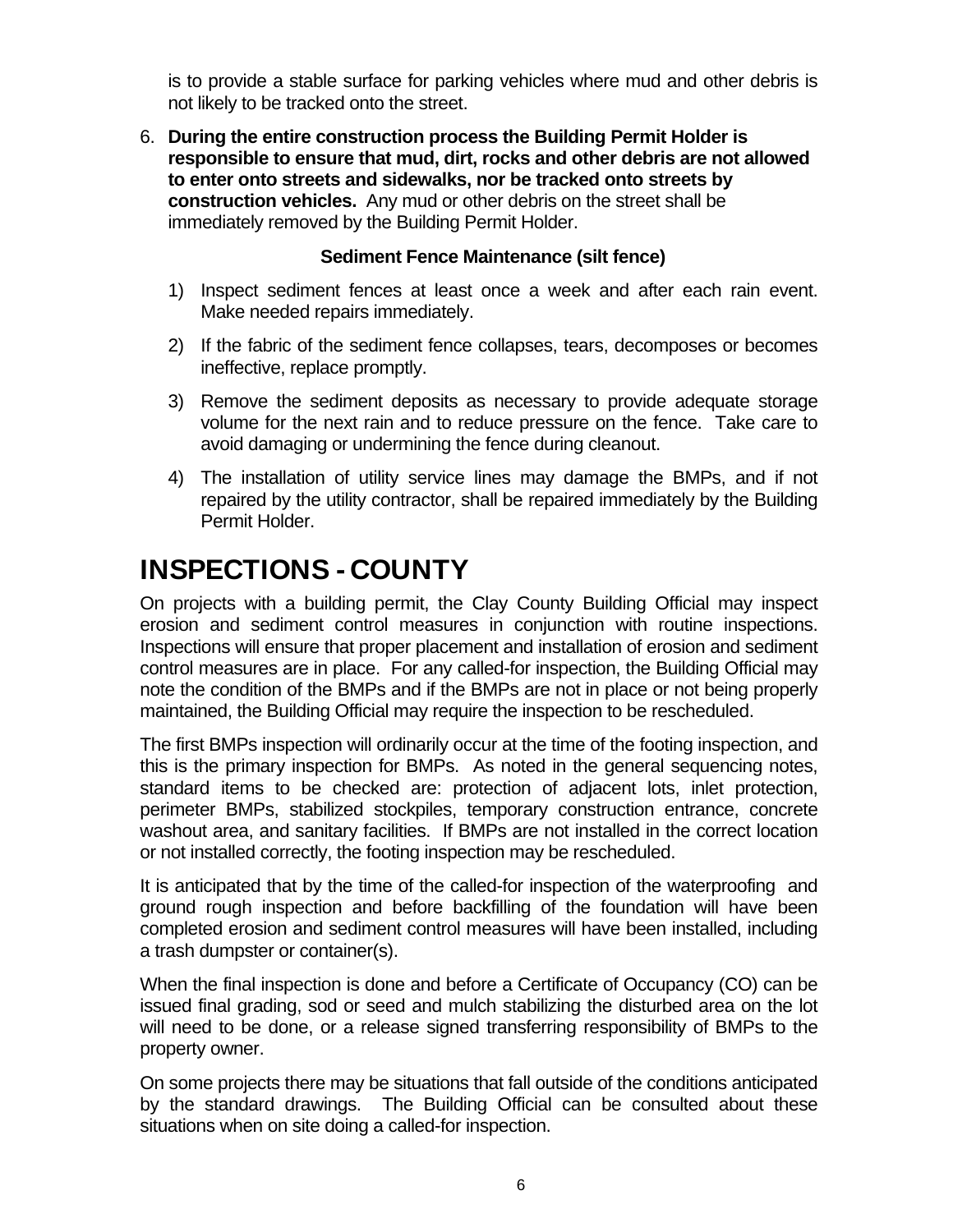is to provide a stable surface for parking vehicles where mud and other debris is not likely to be tracked onto the street.

6. **During the entire construction process the Building Permit Holder is responsible to ensure that mud, dirt, rocks and other debris are not allowed to enter onto streets and sidewalks, nor be tracked onto streets by construction vehicles.** Any mud or other debris on the street shall be immediately removed by the Building Permit Holder.

**Sediment Fence Maintenance (silt fence)**

1) Inspect sediment fences at least once a week and after each rain event. Make needed repairs immediately.

2) If the fabric of the sediment fence collapses, tears, decomposes or becomes ineffective, replace promptly.

3) Remove the sediment deposits as necessary to provide adequate storage volume for the next rain and to reduce pressure on the fence. Take care to avoid damaging or undermining the fence during cleanout.

4) The installation of utility service lines may damage the BMPs, and if not repaired by the utility contractor, shall be repaired immediately by the Building Permit Holder.

# INSPECTIONS - COUNTY

On projects with a building permit, the Clay County Building Official may inspect erosion and sediment control measures in conjunction with routine inspections. Inspections will ensure that proper placement and installation of erosion and sediment control measures are in place. For any called-for inspection, the Building Official may note the condition of the BMPs and if the BMPs are not in place or not being properly maintained, the Building Official may require the inspection to be rescheduled.

The first BMPs inspection will ordinarily occur at the time of the footing inspection, and this is the primary inspection for BMPs. As noted in the general sequencing notes, standard items to be checked are: protection of adjacent lots, inlet protection, perimeter BMPs, stabilized stockpiles, temporary construction entrance, concrete washout area, and sanitary facilities. If BMPs are not installed in the correct location or not installed correctly, the footing inspection may be rescheduled.

It is anticipated that by the time of the called-for inspection of the waterproofing and ground rough inspection and before backfilling of the foundation will have been completed erosion and sediment control measures will have been installed, including a trash dumpster or container(s).

When the final inspection is done and before a Certificate of Occupancy (CO) can be issued final grading, sod or seed and mulch stabilizing the disturbed area on the lot will need to be done, or a release signed transferring responsibility of BMPs to the property owner.

On some projects there may be situations that fall outside of the conditions anticipated by the standard drawings. The Building Official can be consulted about these situations when on site doing a called-for inspection.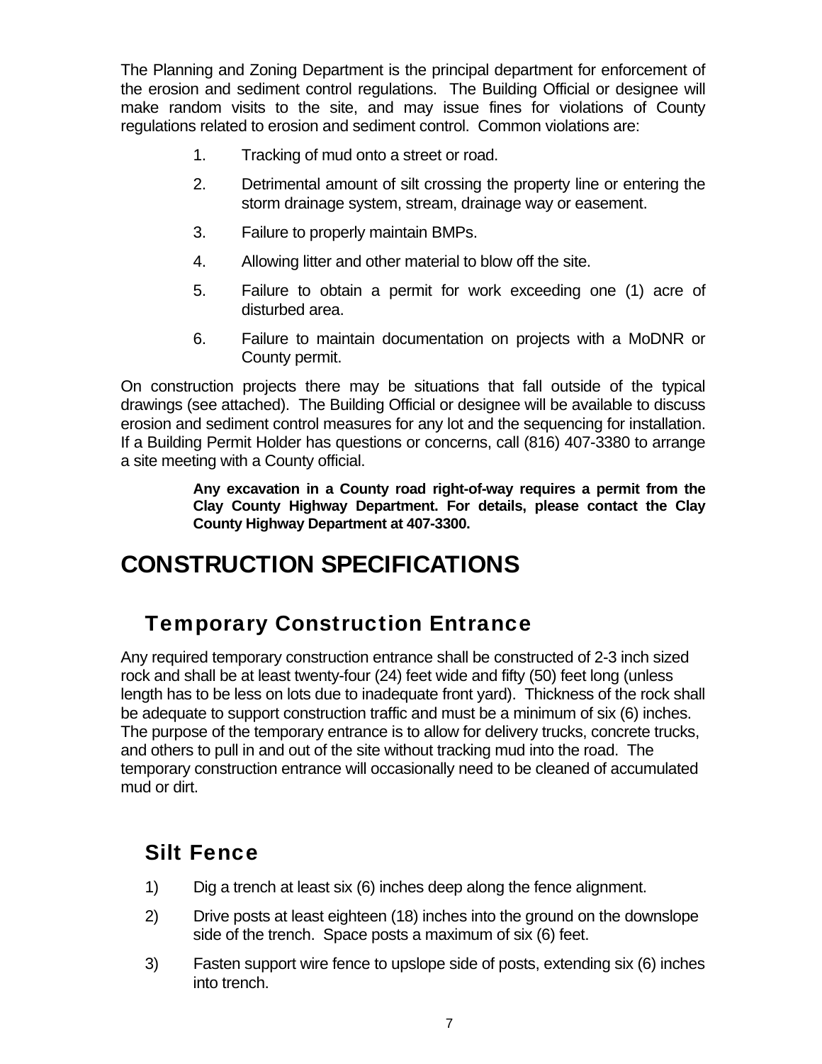The Planning and Zoning Department is the principal department for enforcement of the erosion and sediment control regulations. The Building Official or designee will make random visits to the site, and may issue fines for violations of County regulations related to erosion and sediment control. Common violations are:

1. Tracking of mud onto a street or road.
2. Detrimental amount of silt crossing the property line or entering the storm drainage system, stream, drainage way or easement.
3. Failure to properly maintain BMPs.
4. Allowing litter and other material to blow off the site.
5. Failure to obtain a permit for work exceeding one (1) acre of disturbed area.
6. Failure to maintain documentation on projects with a MoDNR or County permit.

On construction projects there may be situations that fall outside of the typical drawings (see attached). The Building Official or designee will be available to discuss erosion and sediment control measures for any lot and the sequencing for installation. If a Building Permit Holder has questions or concerns, call (816) 407-3380 to arrange a site meeting with a County official.

> **Any excavation in a County road right-of-way requires a permit from the Clay County Highway Department. For details, please contact the Clay County Highway Department at 407-3300.**

# CONSTRUCTION SPECIFICATIONS

## Temporary Construction Entrance

Any required temporary construction entrance shall be constructed of 2-3 inch sized rock and shall be at least twenty-four (24) feet wide and fifty (50) feet long (unless length has to be less on lots due to inadequate front yard). Thickness of the rock shall be adequate to support construction traffic and must be a minimum of six (6) inches. The purpose of the temporary entrance is to allow for delivery trucks, concrete trucks, and others to pull in and out of the site without tracking mud into the road. The temporary construction entrance will occasionally need to be cleaned of accumulated mud or dirt.

## Silt Fence

1) Dig a trench at least six (6) inches deep along the fence alignment.
2) Drive posts at least eighteen (18) inches into the ground on the downslope side of the trench. Space posts a maximum of six (6) feet.
3) Fasten support wire fence to upslope side of posts, extending six (6) inches into trench.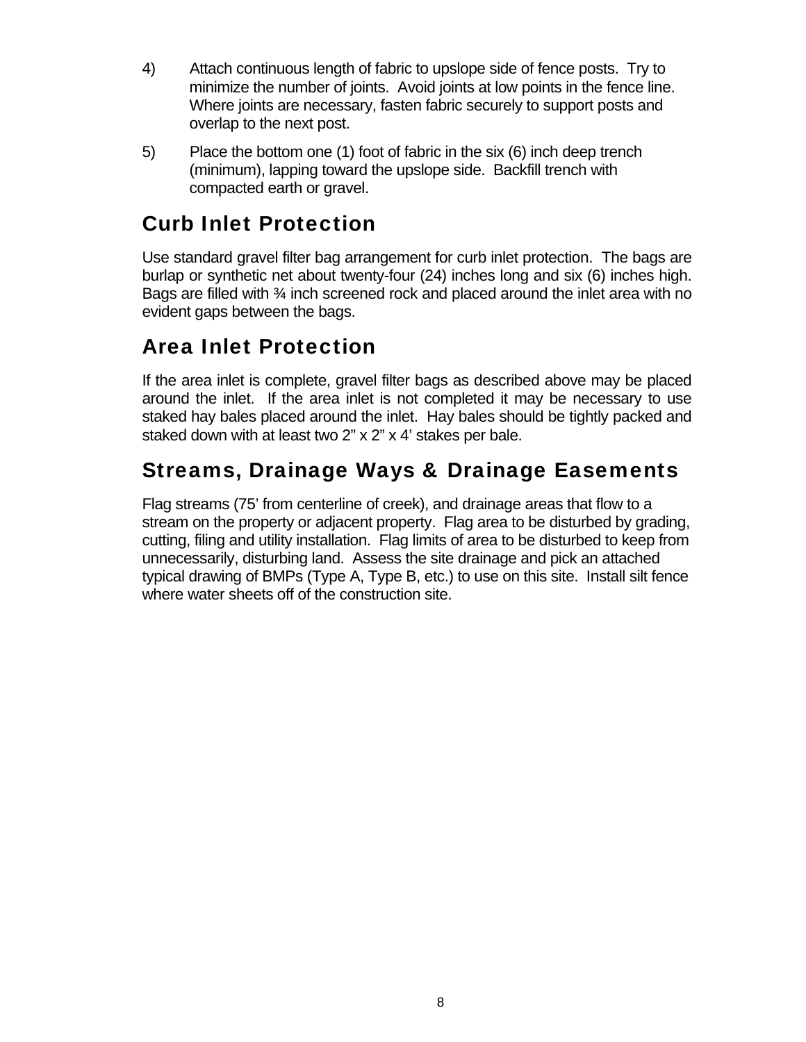4) Attach continuous length of fabric to upslope side of fence posts. Try to minimize the number of joints. Avoid joints at low points in the fence line. Where joints are necessary, fasten fabric securely to support posts and overlap to the next post.

5) Place the bottom one (1) foot of fabric in the six (6) inch deep trench (minimum), lapping toward the upslope side. Backfill trench with compacted earth or gravel.

## Curb Inlet Protection

Use standard gravel filter bag arrangement for curb inlet protection. The bags are burlap or synthetic net about twenty-four (24) inches long and six (6) inches high. Bags are filled with ¾ inch screened rock and placed around the inlet area with no evident gaps between the bags.

## Area Inlet Protection

If the area inlet is complete, gravel filter bags as described above may be placed around the inlet. If the area inlet is not completed it may be necessary to use staked hay bales placed around the inlet. Hay bales should be tightly packed and staked down with at least two 2" x 2" x 4' stakes per bale.

## Streams, Drainage Ways & Drainage Easements

Flag streams (75' from centerline of creek), and drainage areas that flow to a stream on the property or adjacent property. Flag area to be disturbed by grading, cutting, filing and utility installation. Flag limits of area to be disturbed to keep from unnecessarily, disturbing land. Assess the site drainage and pick an attached typical drawing of BMPs (Type A, Type B, etc.) to use on this site. Install silt fence where water sheets off of the construction site.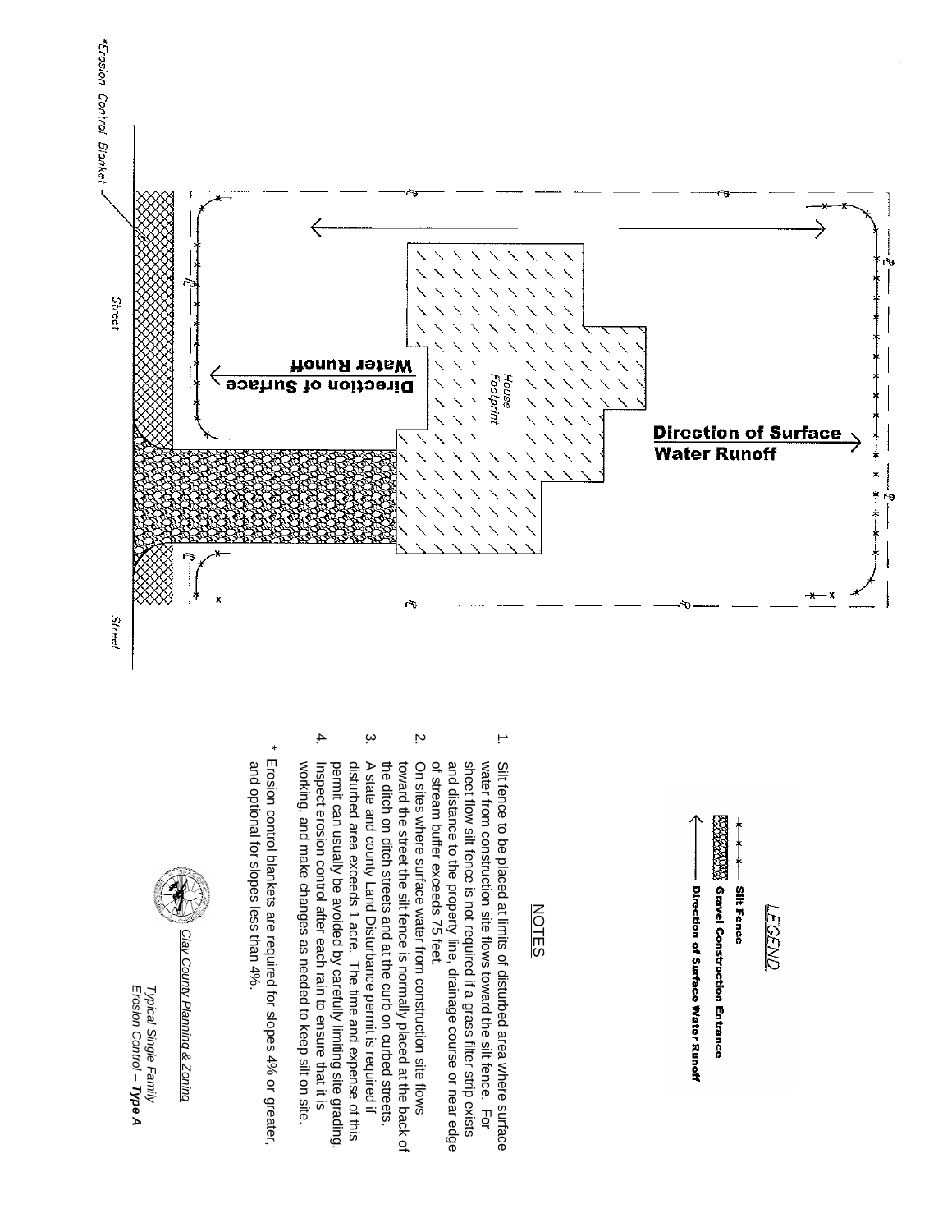*Erosion Control Blanket

Street

Street

House Footprint

**Direction of Surface Water Runoff**

**Direction of Surface Water Runoff**

## LEGEND

—x—x— **Silt Fence**

**Gravel Construction Entrance**

← **Direction of Surface Water Runoff**

## NOTES

1. Silt fence to be placed at limits of disturbed area where surface water from construction site flows toward the silt fence. For sheet flow silt fence is not required if a grass filter strip exists and distance to the property line, drainage course or near edge of stream buffer exceeds 75 feet.
2. On sites where surface water from construction site flows toward the street the silt fence is normally placed at the back of the ditch on ditch streets and at the curb on curbed streets.
3. A state and county Land Disturbance permit is required if disturbed area exceeds 1 acre. The time and expense of this permit can usually be avoided by carefully limiting site grading.
4. Inspect erosion control after each rain to ensure that it is working, and make changes as needed to keep silt on site.

\* Erosion control blankets are required for slopes 4% or greater, and optional for slopes less than 4%.

Clay County Planning & Zoning

*Typical Single Family*
*Erosion Control –* ***Type A***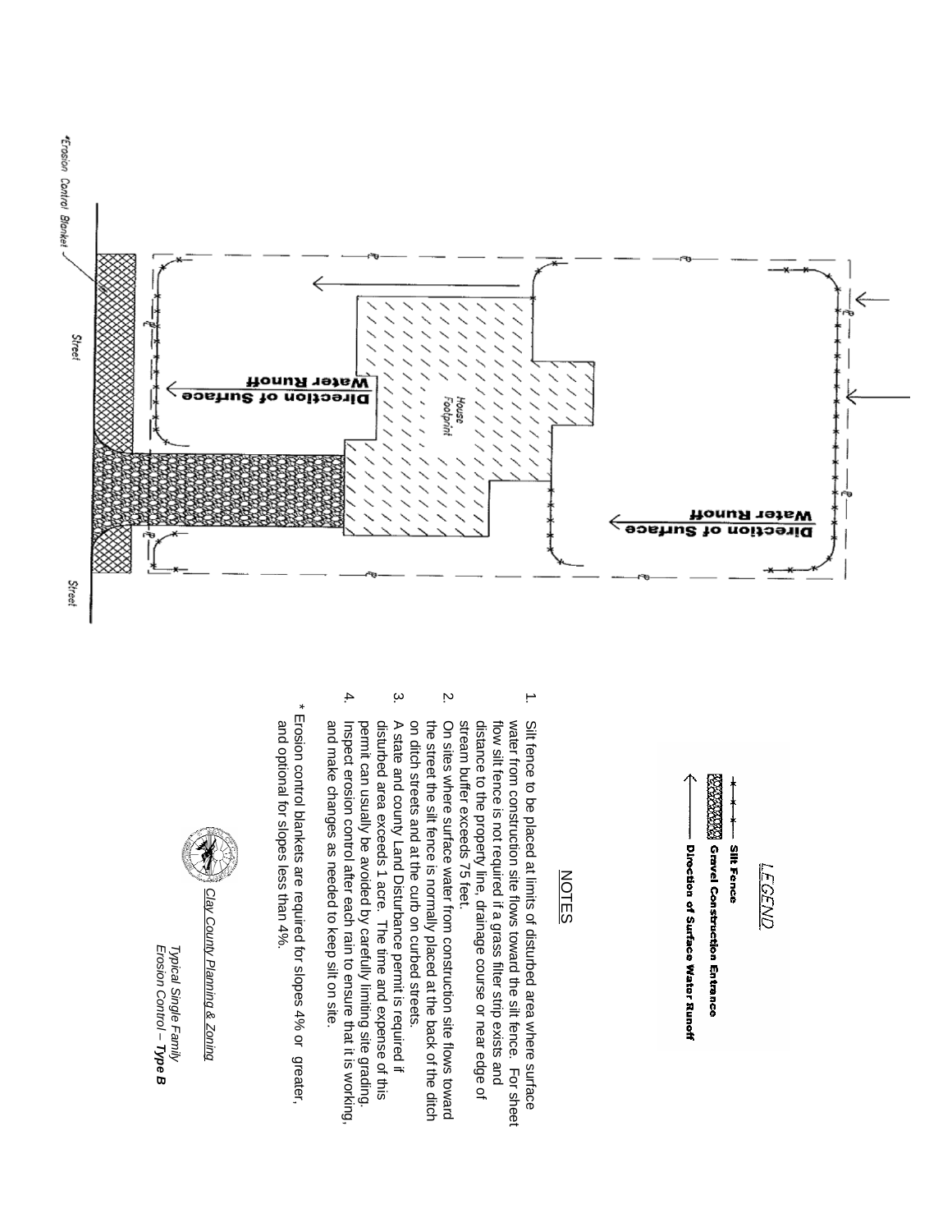*Erosion Control Blanket

Street

Street

Direction of Surface Water Runoff

House Footprint

Direction of Surface Water Runoff

## LEGEND

—×—×— Silt Fence

Gravel Construction Entrance

← Direction of Surface Water Runoff

## NOTES

1. Silt fence to be placed at limits of disturbed area where surface water from construction site flows toward the silt fence. For sheet flow silt fence is not required if a grass filter strip exists and distance to the property line, drainage course or near edge of stream buffer exceeds 75 feet.
2. On sites where surface water from construction site flows toward the street the silt fence is normally placed at the back of the ditch on ditch streets and at the curb on curbed streets.
3. A state and county Land Disturbance permit is required if disturbed area exceeds 1 acre. The time and expense of this permit can usually be avoided by carefully limiting site grading.
4. Inspect erosion control after each rain to ensure that it is working, and make changes as needed to keep silt on site.

\* Erosion control blankets are required for slopes 4% or greater, and optional for slopes less than 4%.

Clay County Planning & Zoning

*Typical Single Family*
*Erosion Control – **Type B***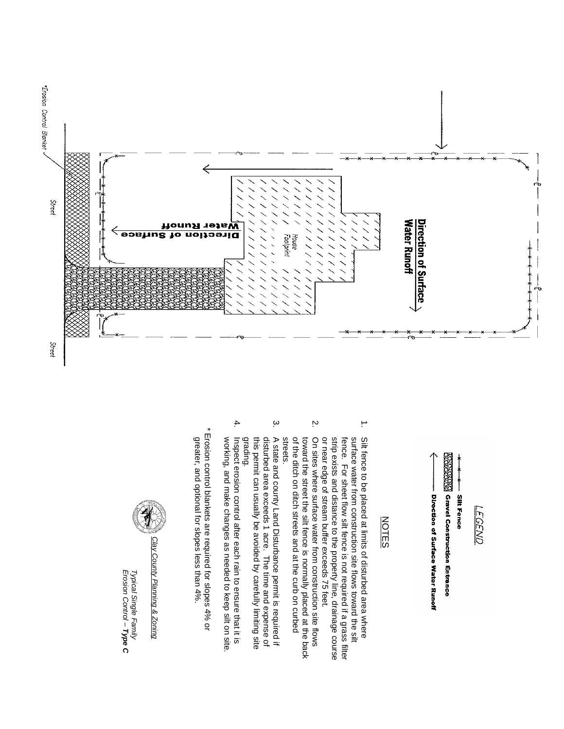Direction of Surface Water Runoff

House Footprint

Direction of Surface Water Runoff

*Erosion Control Blanket

Street

Street

## LEGEND

Silt Fence

Gravel Construction Entrance

Direction of Surface Water Runoff

## NOTES

1. Silt fence to be placed at limits of disturbed area where surface water from construction site flows toward the silt fence. For sheet flow silt fence is not required if a grass filter strip exists and distance to the property line, drainage course or near edge of stream buffer exceeds 75 feet.
2. On sites where surface water from construction site flows toward the street the silt fence is normally placed at the back of the ditch on ditch streets and at the curb on curbed streets.
3. A state and county Land Disturbance permit is required if disturbed area exceeds 1 acre. The time and expense of this permit can usually be avoided by carefully limiting site grading.
4. Inspect erosion control after each rain to ensure that it is working, and make changes as needed to keep silt on site.

\* Erosion control blankets are required for slopes 4% or greater, and optional for slopes less than 4%.

*Clay County Planning & Zoning*

*Typical Single Family Erosion Control – **Type C***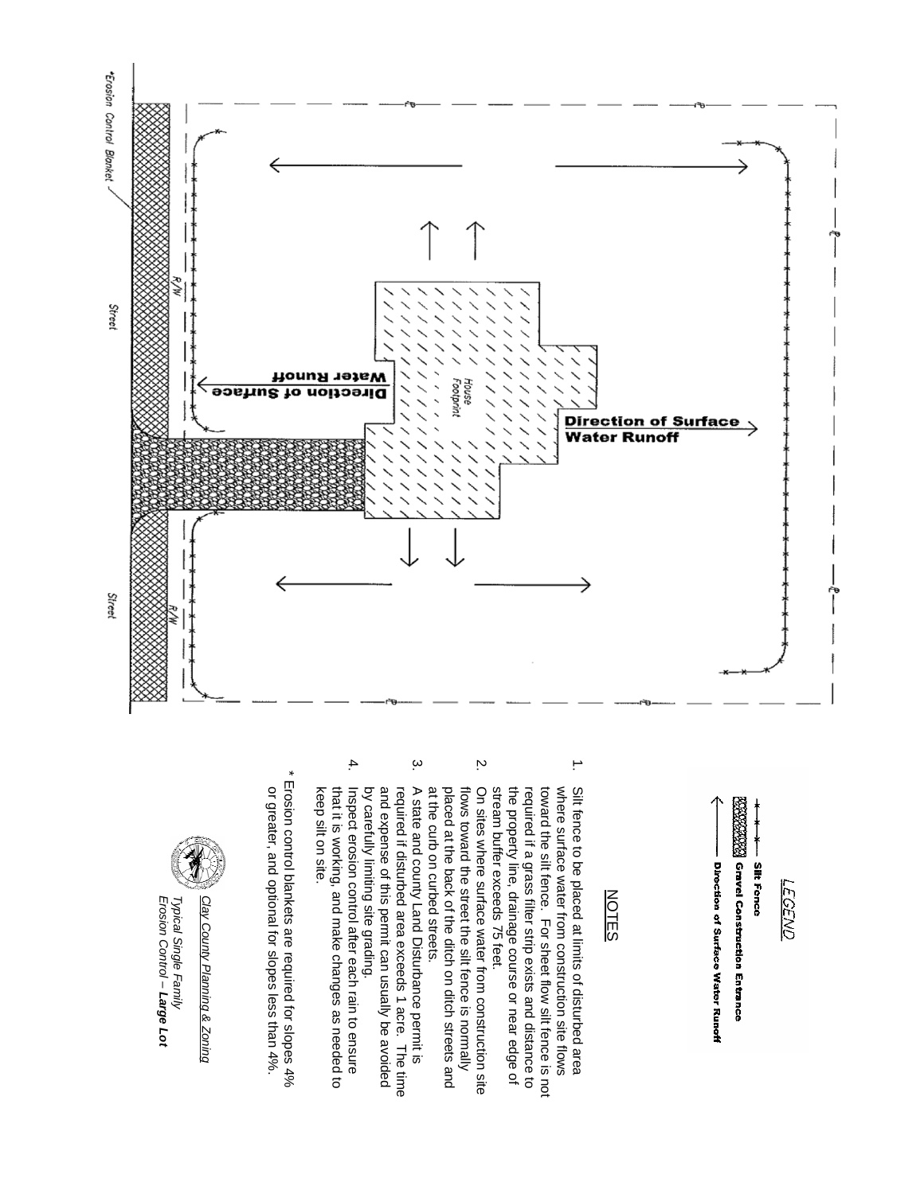Street

Street

R/W

R/W

*Erosion Control Blanket

House Footprint

**Direction of Surface Water Runoff**

**Direction of Surface Water Runoff**

## LEGEND

- **Silt Fence**
- **Gravel Construction Entrance**
- **Direction of Surface Water Runoff**

## NOTES

1. Silt fence to be placed at limits of disturbed area where surface water from construction site flows toward the silt fence. For sheet flow silt fence is not required if a grass filter strip exists and distance to the property line, drainage course or near edge of stream buffer exceeds 75 feet.
2. On sites where surface water from construction site flows toward the street the silt fence is normally placed at the back of the ditch on ditch streets and at the curb on curbed streets.
3. A state and county Land Disturbance permit is required if disturbed area exceeds 1 acre. The time and expense of this permit can usually be avoided by carefully limiting site grading.
4. Inspect erosion control after each rain to ensure that it is working, and make changes as needed to keep silt on site.

\* Erosion control blankets are required for slopes 4% or greater, and optional for slopes less than 4%.

Clay County Planning & Zoning

*Typical Single Family*
*Erosion Control – **Large Lot***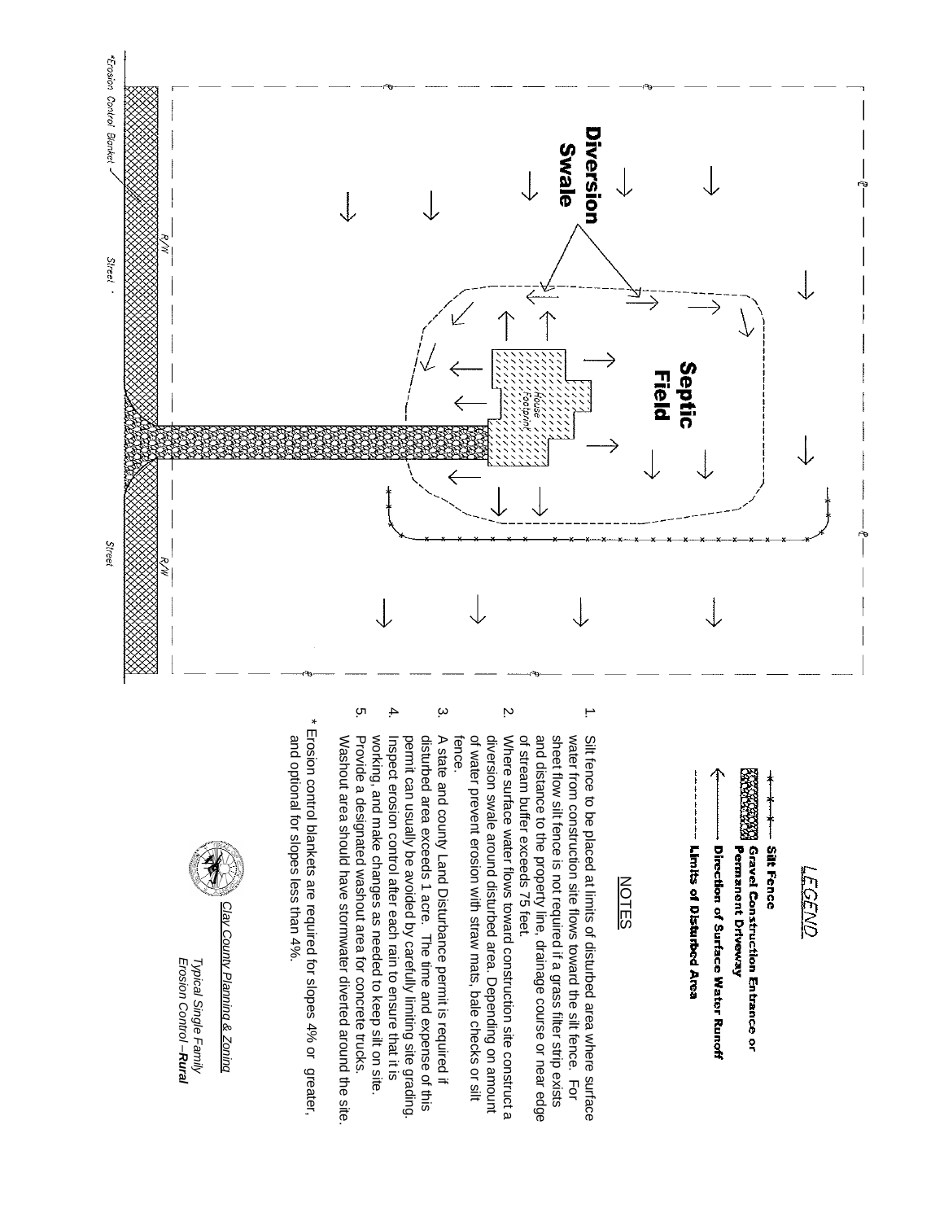Diversion Swale

Septic Field

House Footprint

R/W

R/W

Street

Street

*Erosion Control Blanket

## LEGEND

Silt Fence

Gravel Construction Entrance or Permanent Driveway

Direction of Surface Water Runoff

Limits of Disturbed Area

## NOTES

1. Silt fence to be placed at limits of disturbed area where surface water from construction site flows toward the silt fence. For sheet flow silt fence is not required if a grass filter strip exists and distance to the property line, drainage course or near edge of stream buffer exceeds 75 feet.
2. Where surface water flows toward construction site construct a diversion swale around disturbed area. Depending on amount of water prevent erosion with straw mats, bale checks or silt fence.
3. A state and county Land Disturbance permit is required if disturbed area exceeds 1 acre. The time and expense of this permit can usually be avoided by carefully limiting site grading.
4. Inspect erosion control after each rain to ensure that it is working, and make changes as needed to keep silt on site.
5. Provide a designated washout area for concrete trucks. Washout area should have stormwater diverted around the site.

\* Erosion control blankets are required for slopes 4% or greater, and optional for slopes less than 4%.

Clay County Planning & Zoning

*Typical Single Family Erosion Control –* ***Rural***